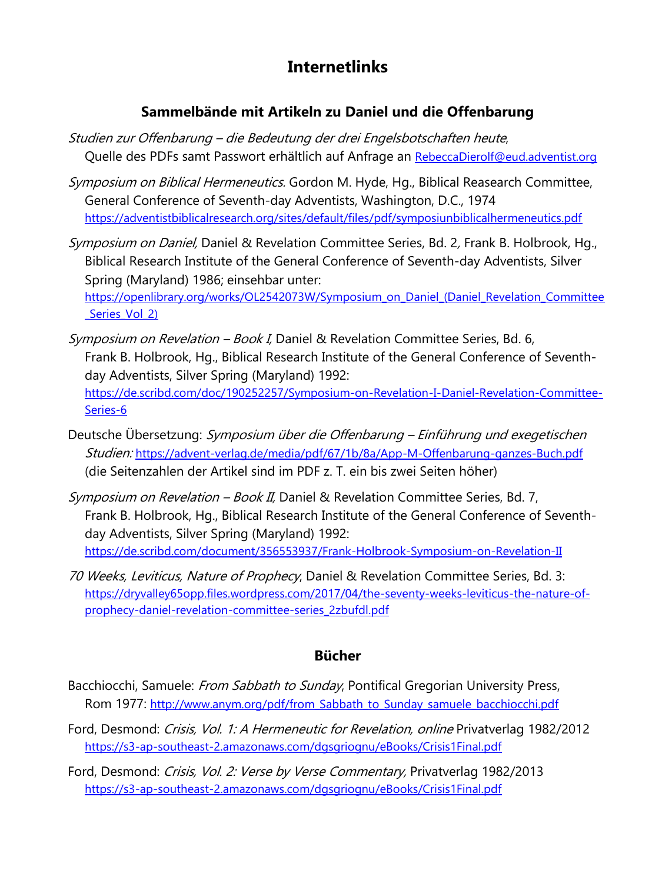# Internetlinks

## Sammelbände mit Artikeln zu Daniel und die Offenbarung

*Studien zur Offenbarung – die Bedeutung der drei Engelsbotschaften heute*, Quelle des PDFs samt Passwort erhältlich auf Anfrage an RebeccaDierolf@eud.adventist.org

*Symposium on Biblical Hermeneutics.* Gordon M. Hyde, Hg., Biblical Reasearch Committee, General Conference of Seventh-day Adventists, Washington, D.C., 1974 https://adventistbiblicalresearch.org/sites/default/files/pdf/symposiunbiblicalhermeneutics.pdf

*Symposium on Daniel,* Daniel & Revelation Committee Series, Bd. 2*,* Frank B. Holbrook, Hg., Biblical Research Institute of the General Conference of Seventh-day Adventists, Silver Spring (Maryland) 1986; einsehbar unter: https://openlibrary.org/works/OL2542073W/Symposium_on_Daniel_(Daniel_Revelation_Committee_Series_Vol_2)

*Symposium on Revelation – Book I,* Daniel & Revelation Committee Series, Bd. 6, Frank B. Holbrook, Hg., Biblical Research Institute of the General Conference of Seventh-day Adventists, Silver Spring (Maryland) 1992: https://de.scribd.com/doc/190252257/Symposium-on-Revelation-I-Daniel-Revelation-Committee-Series-6

Deutsche Übersetzung: *Symposium über die Offenbarung – Einführung und exegetischen Studien:* https://advent-verlag.de/media/pdf/67/1b/8a/App-M-Offenbarung-ganzes-Buch.pdf (die Seitenzahlen der Artikel sind im PDF z. T. ein bis zwei Seiten höher)

*Symposium on Revelation – Book II,* Daniel & Revelation Committee Series, Bd. 7, Frank B. Holbrook, Hg., Biblical Research Institute of the General Conference of Seventh-day Adventists, Silver Spring (Maryland) 1992: https://de.scribd.com/document/356553937/Frank-Holbrook-Symposium-on-Revelation-II

*70 Weeks, Leviticus, Nature of Prophecy*, Daniel & Revelation Committee Series, Bd. 3: https://dryvalley65opp.files.wordpress.com/2017/04/the-seventy-weeks-leviticus-the-nature-of-prophecy-daniel-revelation-committee-series_2zbufdl.pdf

## Bücher

Bacchiocchi, Samuele: *From Sabbath to Sunday*, Pontifical Gregorian University Press, Rom 1977: http://www.anym.org/pdf/from_Sabbath_to_Sunday_samuele_bacchiocchi.pdf

Ford, Desmond: *Crisis, Vol. 1: A Hermeneutic for Revelation, online* Privatverlag 1982/2012 https://s3-ap-southeast-2.amazonaws.com/dgsgriognu/eBooks/Crisis1Final.pdf

Ford, Desmond: *Crisis, Vol. 2: Verse by Verse Commentary,* Privatverlag 1982/2013 https://s3-ap-southeast-2.amazonaws.com/dgsgriognu/eBooks/Crisis1Final.pdf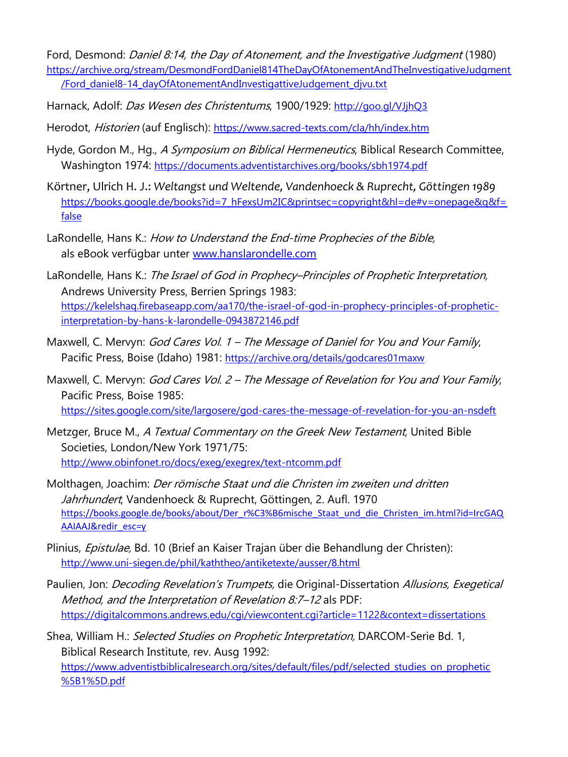Ford, Desmond: *Daniel 8:14, the Day of Atonement, and the Investigative Judgment* (1980) https://archive.org/stream/DesmondFordDaniel814TheDayOfAtonementAndTheInvestigativeJudgment/Ford_daniel8-14_dayOfAtonementAndInvestigattiveJudgement_djvu.txt

Harnack, Adolf: *Das Wesen des Christentums*, 1900/1929: http://goo.gl/VJjhQ3

Herodot, *Historien* (auf Englisch): https://www.sacred-texts.com/cla/hh/index.htm

Hyde, Gordon M., Hg., *A Symposium on Biblical Hermeneutics*, Biblical Research Committee, Washington 1974: https://documents.adventistarchives.org/books/sbh1974.pdf

Körtner, Ulrich H. J.: *Weltangst und Weltende*, Vandenhoeck & Ruprecht, Göttingen 1989 https://books.google.de/books?id=7_hFexsUm2IC&printsec=copyright&hl=de#v=onepage&q&f=false

LaRondelle, Hans K.: *How to Understand the End-time Prophecies of the Bible*, als eBook verfügbar unter www.hanslarondelle.com

LaRondelle, Hans K.: *The Israel of God in Prophecy–Principles of Prophetic Interpretation*, Andrews University Press, Berrien Springs 1983: https://kelelshaq.firebaseapp.com/aa170/the-israel-of-god-in-prophecy-principles-of-prophetic-interpretation-by-hans-k-larondelle-0943872146.pdf

Maxwell, C. Mervyn: *God Cares Vol. 1 – The Message of Daniel for You and Your Family*, Pacific Press, Boise (Idaho) 1981: https://archive.org/details/godcares01maxw

Maxwell, C. Mervyn: *God Cares Vol. 2 – The Message of Revelation for You and Your Family*, Pacific Press, Boise 1985: https://sites.google.com/site/largosere/god-cares-the-message-of-revelation-for-you-an-nsdeft

Metzger, Bruce M., *A Textual Commentary on the Greek New Testament*, United Bible Societies, London/New York 1971/75: http://www.obinfonet.ro/docs/exeg/exegrex/text-ntcomm.pdf

Molthagen, Joachim: *Der römische Staat und die Christen im zweiten und dritten Jahrhundert*, Vandenhoeck & Ruprecht, Göttingen, 2. Aufl. 1970 https://books.google.de/books/about/Der_r%C3%B6mische_Staat_und_die_Christen_im.html?id=IrcGAQAAIAAJ&redir_esc=y

Plinius, *Epistulae,* Bd. 10 (Brief an Kaiser Trajan über die Behandlung der Christen): http://www.uni-siegen.de/phil/kaththeo/antiketexte/ausser/8.html

Paulien, Jon: *Decoding Revelation's Trumpets,* die Original-Dissertation *Allusions, Exegetical Method, and the Interpretation of Revelation 8:7–12* als PDF: https://digitalcommons.andrews.edu/cgi/viewcontent.cgi?article=1122&context=dissertations

Shea, William H.: *Selected Studies on Prophetic Interpretation,* DARCOM-Serie Bd. 1, Biblical Research Institute, rev. Ausg 1992: https://www.adventistbiblicalresearch.org/sites/default/files/pdf/selected_studies_on_prophetic%5B1%5D.pdf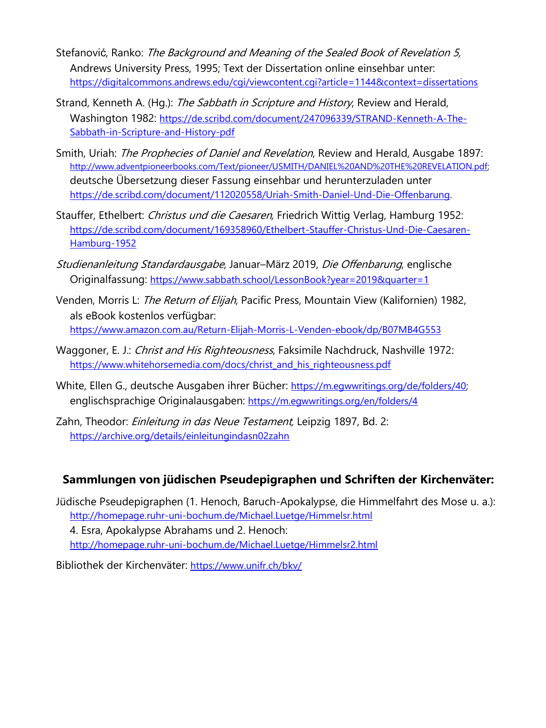Stefanović, Ranko: *The Background and Meaning of the Sealed Book of Revelation 5,* Andrews University Press, 1995; Text der Dissertation online einsehbar unter: https://digitalcommons.andrews.edu/cgi/viewcontent.cgi?article=1144&context=dissertations

Strand, Kenneth A. (Hg.): *The Sabbath in Scripture and History*, Review and Herald, Washington 1982: https://de.scribd.com/document/247096339/STRAND-Kenneth-A-The-Sabbath-in-Scripture-and-History-pdf

Smith, Uriah: *The Prophecies of Daniel and Revelation*, Review and Herald, Ausgabe 1897: http://www.adventpioneerbooks.com/Text/pioneer/USMITH/DANIEL%20AND%20THE%20REVELATION.pdf; deutsche Übersetzung dieser Fassung einsehbar und herunterzuladen unter https://de.scribd.com/document/112020558/Uriah-Smith-Daniel-Und-Die-Offenbarung.

Stauffer, Ethelbert: *Christus und die Caesaren,* Friedrich Wittig Verlag, Hamburg 1952: https://de.scribd.com/document/169358960/Ethelbert-Stauffer-Christus-Und-Die-Caesaren-Hamburg-1952

*Studienanleitung Standardausgabe*, Januar–März 2019, *Die Offenbarung*, englische Originalfassung: https://www.sabbath.school/LessonBook?year=2019&quarter=1

Venden, Morris L: *The Return of Elijah*, Pacific Press, Mountain View (Kalifornien) 1982, als eBook kostenlos verfügbar: https://www.amazon.com.au/Return-Elijah-Morris-L-Venden-ebook/dp/B07MB4G553

Waggoner, E. J.: *Christ and His Righteousness*, Faksimile Nachdruck, Nashville 1972: https://www.whitehorsemedia.com/docs/christ_and_his_righteousness.pdf

White, Ellen G., deutsche Ausgaben ihrer Bücher: https://m.egwwritings.org/de/folders/40; englischsprachige Originalausgaben: https://m.egwwritings.org/en/folders/4

Zahn, Theodor: *Einleitung in das Neue Testament,* Leipzig 1897, Bd. 2: https://archive.org/details/einleitungindasn02zahn

## Sammlungen von jüdischen Pseudepigraphen und Schriften der Kirchenväter:

Jüdische Pseudepigraphen (1. Henoch, Baruch-Apokalypse, die Himmelfahrt des Mose u. a.): http://homepage.ruhr-uni-bochum.de/Michael.Luetge/Himmelsr.html
4. Esra, Apokalypse Abrahams und 2. Henoch: http://homepage.ruhr-uni-bochum.de/Michael.Luetge/Himmelsr2.html

Bibliothek der Kirchenväter: https://www.unifr.ch/bkv/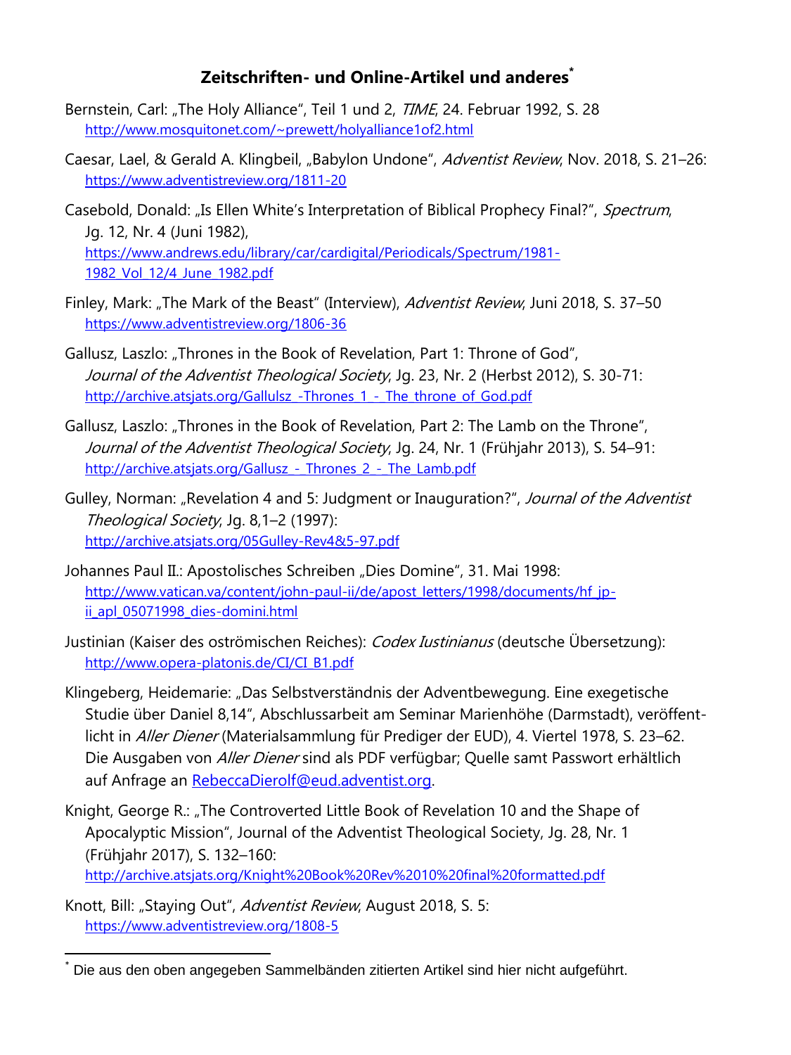## Zeitschriften- und Online-Artikel und anderes[*]

Bernstein, Carl: „The Holy Alliance", Teil 1 und 2, *TIME*, 24. Februar 1992, S. 28 http://www.mosquitonet.com/~prewett/holyalliance1of2.html

Caesar, Lael, & Gerald A. Klingbeil, „Babylon Undone", *Adventist Review*, Nov. 2018, S. 21–26: https://www.adventistreview.org/1811-20

Casebold, Donald: „Is Ellen White's Interpretation of Biblical Prophecy Final?", *Spectrum*, Jg. 12, Nr. 4 (Juni 1982), https://www.andrews.edu/library/car/cardigital/Periodicals/Spectrum/1981-1982_Vol_12/4_June_1982.pdf

Finley, Mark: „The Mark of the Beast" (Interview), *Adventist Review*, Juni 2018, S. 37–50 https://www.adventistreview.org/1806-36

Gallusz, Laszlo: „Thrones in the Book of Revelation, Part 1: Throne of God", *Journal of the Adventist Theological Society*, Jg. 23, Nr. 2 (Herbst 2012), S. 30-71: http://archive.atsjats.org/Gallulsz_-Thrones_1_-_The_throne_of_God.pdf

Gallusz, Laszlo: „Thrones in the Book of Revelation, Part 2: The Lamb on the Throne", *Journal of the Adventist Theological Society*, Jg. 24, Nr. 1 (Frühjahr 2013), S. 54–91: http://archive.atsjats.org/Gallusz_-_Thrones_2_-_The_Lamb.pdf

Gulley, Norman: „Revelation 4 and 5: Judgment or Inauguration?", *Journal of the Adventist Theological Society*, Jg. 8,1–2 (1997): http://archive.atsjats.org/05Gulley-Rev4&5-97.pdf

Johannes Paul II.: Apostolisches Schreiben „Dies Domine", 31. Mai 1998: http://www.vatican.va/content/john-paul-ii/de/apost_letters/1998/documents/hf_jp-ii_apl_05071998_dies-domini.html

Justinian (Kaiser des oströmischen Reiches): *Codex Iustinianus* (deutsche Übersetzung): http://www.opera-platonis.de/CI/CI_B1.pdf

Klingeberg, Heidemarie: „Das Selbstverständnis der Adventbewegung. Eine exegetische Studie über Daniel 8,14", Abschlussarbeit am Seminar Marienhöhe (Darmstadt), veröffentlicht in *Aller Diener* (Materialsammlung für Prediger der EUD), 4. Viertel 1978, S. 23–62. Die Ausgaben von *Aller Diener* sind als PDF verfügbar; Quelle samt Passwort erhältlich auf Anfrage an RebeccaDierolf@eud.adventist.org.

Knight, George R.: „The Controverted Little Book of Revelation 10 and the Shape of Apocalyptic Mission", Journal of the Adventist Theological Society, Jg. 28, Nr. 1 (Frühjahr 2017), S. 132–160: http://archive.atsjats.org/Knight%20Book%20Rev%2010%20final%20formatted.pdf

Knott, Bill: „Staying Out", *Adventist Review*, August 2018, S. 5: https://www.adventistreview.org/1808-5

---

[*] Die aus den oben angegeben Sammelbänden zitierten Artikel sind hier nicht aufgeführt.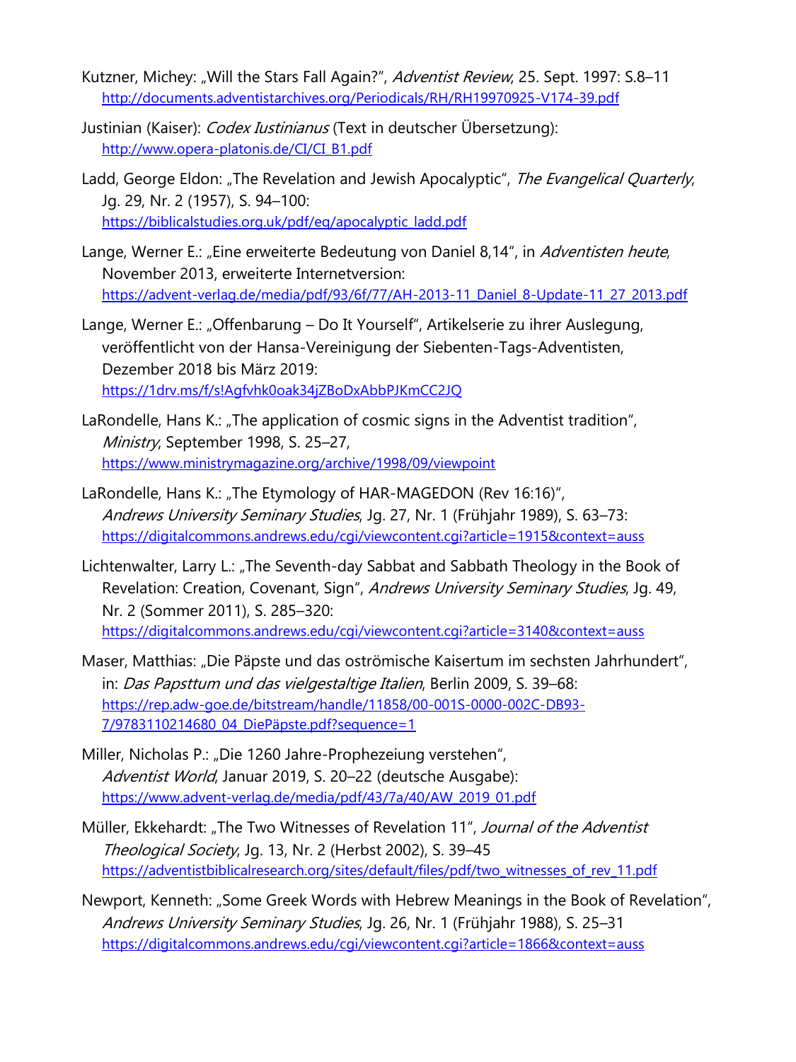Kutzner, Michey: „Will the Stars Fall Again?", *Adventist Review*, 25. Sept. 1997: S.8–11
http://documents.adventistarchives.org/Periodicals/RH/RH19970925-V174-39.pdf

Justinian (Kaiser): *Codex Iustinianus* (Text in deutscher Übersetzung):
http://www.opera-platonis.de/CI/CI_B1.pdf

Ladd, George Eldon: „The Revelation and Jewish Apocalyptic", *The Evangelical Quarterly*, Jg. 29, Nr. 2 (1957), S. 94–100:
https://biblicalstudies.org.uk/pdf/eq/apocalyptic_ladd.pdf

Lange, Werner E.: „Eine erweiterte Bedeutung von Daniel 8,14", in *Adventisten heute*, November 2013, erweiterte Internetversion:
https://advent-verlag.de/media/pdf/93/6f/77/AH-2013-11_Daniel_8-Update-11_27_2013.pdf

Lange, Werner E.: „Offenbarung – Do It Yourself", Artikelserie zu ihrer Auslegung, veröffentlicht von der Hansa-Vereinigung der Siebenten-Tags-Adventisten, Dezember 2018 bis März 2019:
https://1drv.ms/f/s!Agfvhk0oak34jZBoDxAbbPJKmCC2JQ

LaRondelle, Hans K.: „The application of cosmic signs in the Adventist tradition", *Ministry*, September 1998, S. 25–27,
https://www.ministrymagazine.org/archive/1998/09/viewpoint

LaRondelle, Hans K.: „The Etymology of HAR-MAGEDON (Rev 16:16)", *Andrews University Seminary Studies*, Jg. 27, Nr. 1 (Frühjahr 1989), S. 63–73:
https://digitalcommons.andrews.edu/cgi/viewcontent.cgi?article=1915&context=auss

Lichtenwalter, Larry L.: „The Seventh-day Sabbat and Sabbath Theology in the Book of Revelation: Creation, Covenant, Sign", *Andrews University Seminary Studies*, Jg. 49, Nr. 2 (Sommer 2011), S. 285–320:
https://digitalcommons.andrews.edu/cgi/viewcontent.cgi?article=3140&context=auss

Maser, Matthias: „Die Päpste und das oströmische Kaisertum im sechsten Jahrhundert", in: *Das Papsttum und das vielgestaltige Italien*, Berlin 2009, S. 39–68:
https://rep.adw-goe.de/bitstream/handle/11858/00-001S-0000-002C-DB93-7/9783110214680_04_DiePäpste.pdf?sequence=1

Miller, Nicholas P.: „Die 1260 Jahre-Prophezeiung verstehen", *Adventist World*, Januar 2019, S. 20–22 (deutsche Ausgabe):
https://www.advent-verlag.de/media/pdf/43/7a/40/AW_2019_01.pdf

Müller, Ekkehardt: „The Two Witnesses of Revelation 11", *Journal of the Adventist Theological Society*, Jg. 13, Nr. 2 (Herbst 2002), S. 39–45
https://adventistbiblicalresearch.org/sites/default/files/pdf/two_witnesses_of_rev_11.pdf

Newport, Kenneth: „Some Greek Words with Hebrew Meanings in the Book of Revelation", *Andrews University Seminary Studies*, Jg. 26, Nr. 1 (Frühjahr 1988), S. 25–31
https://digitalcommons.andrews.edu/cgi/viewcontent.cgi?article=1866&context=auss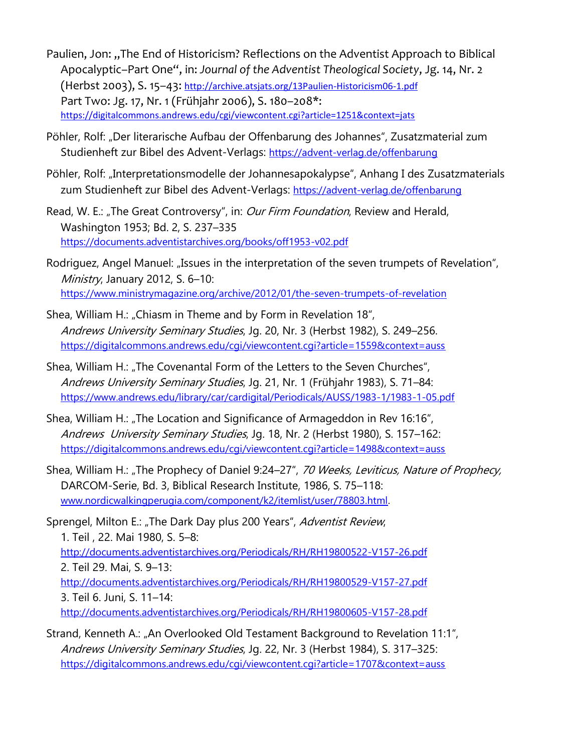Paulien, Jon: „The End of Historicism? Reflections on the Adventist Approach to Biblical Apocalyptic–Part One", in: *Journal of the Adventist Theological Society*, Jg. 14, Nr. 2 (Herbst 2003), S. 15–43: http://archive.atsjats.org/13Paulien-Historicism06-1.pdf
Part Two: Jg. 17, Nr. 1 (Frühjahr 2006), S. 180–208*:
https://digitalcommons.andrews.edu/cgi/viewcontent.cgi?article=1251&context=jats

Pöhler, Rolf: „Der literarische Aufbau der Offenbarung des Johannes", Zusatzmaterial zum Studienheft zur Bibel des Advent-Verlags: https://advent-verlag.de/offenbarung

Pöhler, Rolf: „Interpretationsmodelle der Johannesapokalypse", Anhang I des Zusatzmaterials zum Studienheft zur Bibel des Advent-Verlags: https://advent-verlag.de/offenbarung

Read, W. E.: „The Great Controversy", in: *Our Firm Foundation*, Review and Herald, Washington 1953; Bd. 2, S. 237–335
https://documents.adventistarchives.org/books/off1953-v02.pdf

Rodriguez, Angel Manuel: „Issues in the interpretation of the seven trumpets of Revelation", *Ministry*, January 2012, S. 6–10:
https://www.ministrymagazine.org/archive/2012/01/the-seven-trumpets-of-revelation

Shea, William H.: „Chiasm in Theme and by Form in Revelation 18",
*Andrews University Seminary Studies*, Jg. 20, Nr. 3 (Herbst 1982), S. 249–256.
https://digitalcommons.andrews.edu/cgi/viewcontent.cgi?article=1559&context=auss

Shea, William H.: „The Covenantal Form of the Letters to the Seven Churches",
*Andrews University Seminary Studies*, Jg. 21, Nr. 1 (Frühjahr 1983), S. 71–84:
https://www.andrews.edu/library/car/cardigital/Periodicals/AUSS/1983-1/1983-1-05.pdf

Shea, William H.: „The Location and Significance of Armageddon in Rev 16:16",
*Andrews University Seminary Studies*, Jg. 18, Nr. 2 (Herbst 1980), S. 157–162:
https://digitalcommons.andrews.edu/cgi/viewcontent.cgi?article=1498&context=auss

Shea, William H.: „The Prophecy of Daniel 9:24–27", *70 Weeks, Leviticus, Nature of Prophecy,* DARCOM-Serie, Bd. 3, Biblical Research Institute, 1986, S. 75–118:
www.nordicwalkingperugia.com/component/k2/itemlist/user/78803.html.

Sprengel, Milton E.: „The Dark Day plus 200 Years", *Adventist Review*,
1. Teil , 22. Mai 1980, S. 5–8:
http://documents.adventistarchives.org/Periodicals/RH/RH19800522-V157-26.pdf
2. Teil 29. Mai, S. 9–13:
http://documents.adventistarchives.org/Periodicals/RH/RH19800529-V157-27.pdf
3. Teil 6. Juni, S. 11–14:
http://documents.adventistarchives.org/Periodicals/RH/RH19800605-V157-28.pdf

Strand, Kenneth A.: „An Overlooked Old Testament Background to Revelation 11:1",
*Andrews University Seminary Studies*, Jg. 22, Nr. 3 (Herbst 1984), S. 317–325:
https://digitalcommons.andrews.edu/cgi/viewcontent.cgi?article=1707&context=auss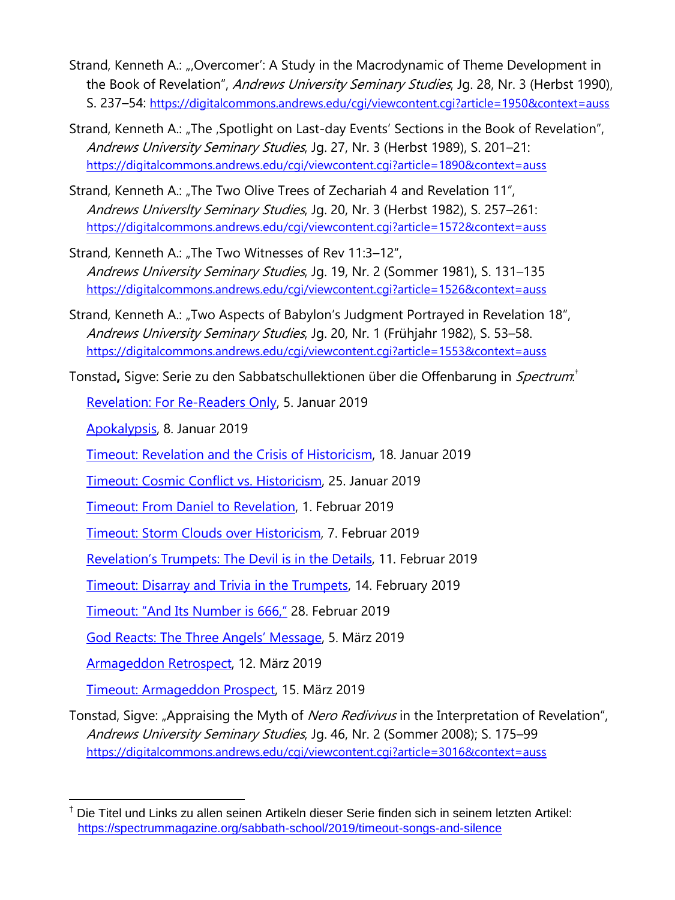Strand, Kenneth A.: „'Overcomer': A Study in the Macrodynamic of Theme Development in the Book of Revelation", *Andrews University Seminary Studies*, Jg. 28, Nr. 3 (Herbst 1990), S. 237–54: https://digitalcommons.andrews.edu/cgi/viewcontent.cgi?article=1950&context=auss

Strand, Kenneth A.: „The ‚Spotlight on Last-day Events' Sections in the Book of Revelation", *Andrews University Seminary Studies*, Jg. 27, Nr. 3 (Herbst 1989), S. 201–21: https://digitalcommons.andrews.edu/cgi/viewcontent.cgi?article=1890&context=auss

Strand, Kenneth A.: „The Two Olive Trees of Zechariah 4 and Revelation 11", *Andrews Universlty Seminary Studies*, Jg. 20, Nr. 3 (Herbst 1982), S. 257–261: https://digitalcommons.andrews.edu/cgi/viewcontent.cgi?article=1572&context=auss

Strand, Kenneth A.: „The Two Witnesses of Rev 11:3–12", *Andrews University Seminary Studies*, Jg. 19, Nr. 2 (Sommer 1981), S. 131–135 https://digitalcommons.andrews.edu/cgi/viewcontent.cgi?article=1526&context=auss

Strand, Kenneth A.: „Two Aspects of Babylon's Judgment Portrayed in Revelation 18", *Andrews University Seminary Studies*, Jg. 20, Nr. 1 (Frühjahr 1982), S. 53–58. https://digitalcommons.andrews.edu/cgi/viewcontent.cgi?article=1553&context=auss

Tonstad**,** Sigve: Serie zu den Sabbatschullektionen über die Offenbarung in *Spectrum*:[†]

Revelation: For Re-Readers Only, 5. Januar 2019

Apokalypsis, 8. Januar 2019

Timeout: Revelation and the Crisis of Historicism, 18. Januar 2019

Timeout: Cosmic Conflict vs. Historicism, 25. Januar 2019

Timeout: From Daniel to Revelation, 1. Februar 2019

Timeout: Storm Clouds over Historicism, 7. Februar 2019

Revelation's Trumpets: The Devil is in the Details, 11. Februar 2019

Timeout: Disarray and Trivia in the Trumpets, 14. February 2019

Timeout: "And Its Number is 666," 28. Februar 2019

God Reacts: The Three Angels' Message, 5. März 2019

Armageddon Retrospect, 12. März 2019

Timeout: Armageddon Prospect, 15. März 2019

Tonstad, Sigve: „Appraising the Myth of *Nero Redivivus* in the Interpretation of Revelation", *Andrews University Seminary Studies*, Jg. 46, Nr. 2 (Sommer 2008); S. 175–99 https://digitalcommons.andrews.edu/cgi/viewcontent.cgi?article=3016&context=auss

---

[†] Die Titel und Links zu allen seinen Artikeln dieser Serie finden sich in seinem letzten Artikel: https://spectrummagazine.org/sabbath-school/2019/timeout-songs-and-silence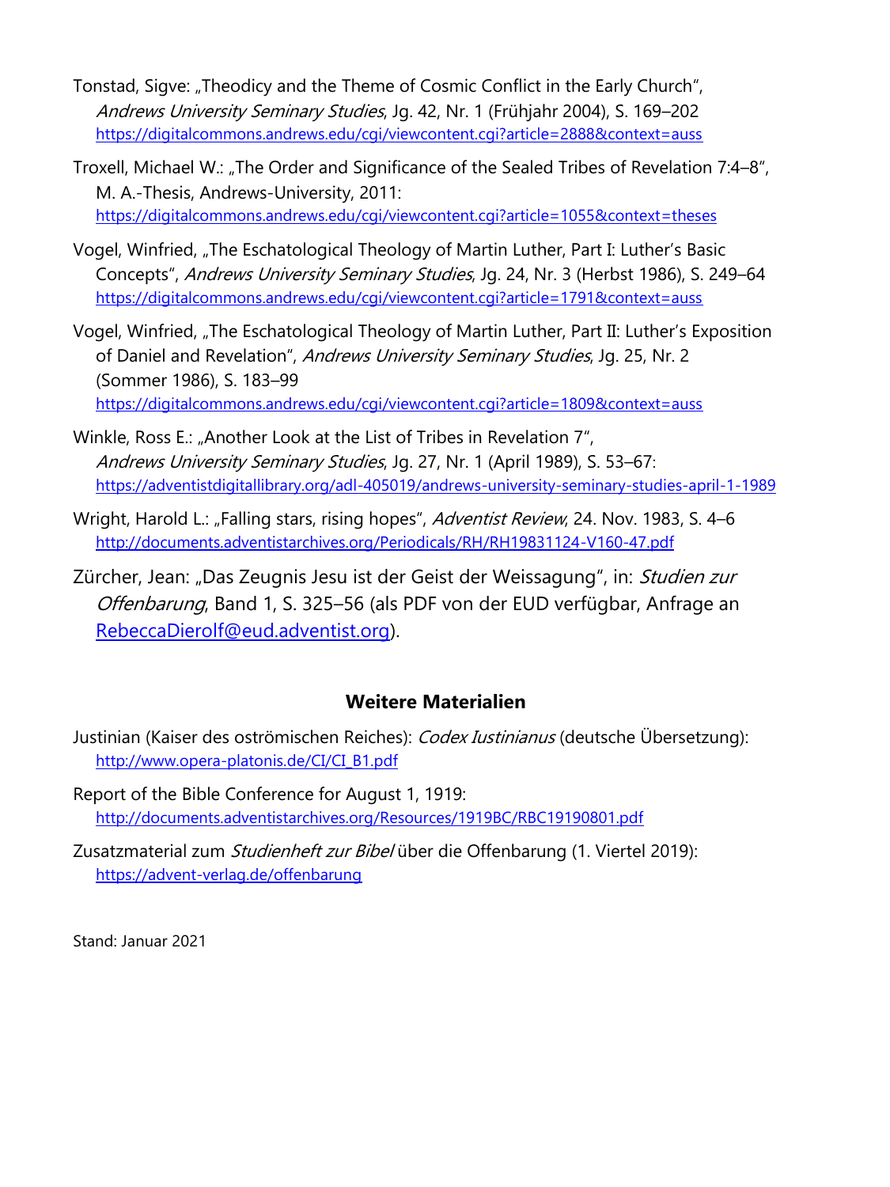Tonstad, Sigve: „Theodicy and the Theme of Cosmic Conflict in the Early Church", *Andrews University Seminary Studies*, Jg. 42, Nr. 1 (Frühjahr 2004), S. 169–202 https://digitalcommons.andrews.edu/cgi/viewcontent.cgi?article=2888&context=auss

Troxell, Michael W.: „The Order and Significance of the Sealed Tribes of Revelation 7:4–8", M. A.-Thesis, Andrews-University, 2011: https://digitalcommons.andrews.edu/cgi/viewcontent.cgi?article=1055&context=theses

Vogel, Winfried, „The Eschatological Theology of Martin Luther, Part I: Luther's Basic Concepts", *Andrews University Seminary Studies*, Jg. 24, Nr. 3 (Herbst 1986), S. 249–64 https://digitalcommons.andrews.edu/cgi/viewcontent.cgi?article=1791&context=auss

Vogel, Winfried, „The Eschatological Theology of Martin Luther, Part II: Luther's Exposition of Daniel and Revelation", *Andrews University Seminary Studies*, Jg. 25, Nr. 2 (Sommer 1986), S. 183–99 https://digitalcommons.andrews.edu/cgi/viewcontent.cgi?article=1809&context=auss

Winkle, Ross E.: „Another Look at the List of Tribes in Revelation 7", *Andrews University Seminary Studies*, Jg. 27, Nr. 1 (April 1989), S. 53–67: https://adventistdigitallibrary.org/adl-405019/andrews-university-seminary-studies-april-1-1989

Wright, Harold L.: „Falling stars, rising hopes", *Adventist Review*, 24. Nov. 1983, S. 4–6 http://documents.adventistarchives.org/Periodicals/RH/RH19831124-V160-47.pdf

Zürcher, Jean: „Das Zeugnis Jesu ist der Geist der Weissagung", in: *Studien zur Offenbarung*, Band 1, S. 325–56 (als PDF von der EUD verfügbar, Anfrage an RebeccaDierolf@eud.adventist.org).

## Weitere Materialien

Justinian (Kaiser des oströmischen Reiches): *Codex Iustinianus* (deutsche Übersetzung): http://www.opera-platonis.de/CI/CI_B1.pdf

Report of the Bible Conference for August 1, 1919: http://documents.adventistarchives.org/Resources/1919BC/RBC19190801.pdf

Zusatzmaterial zum *Studienheft zur Bibel* über die Offenbarung (1. Viertel 2019): https://advent-verlag.de/offenbarung

Stand: Januar 2021